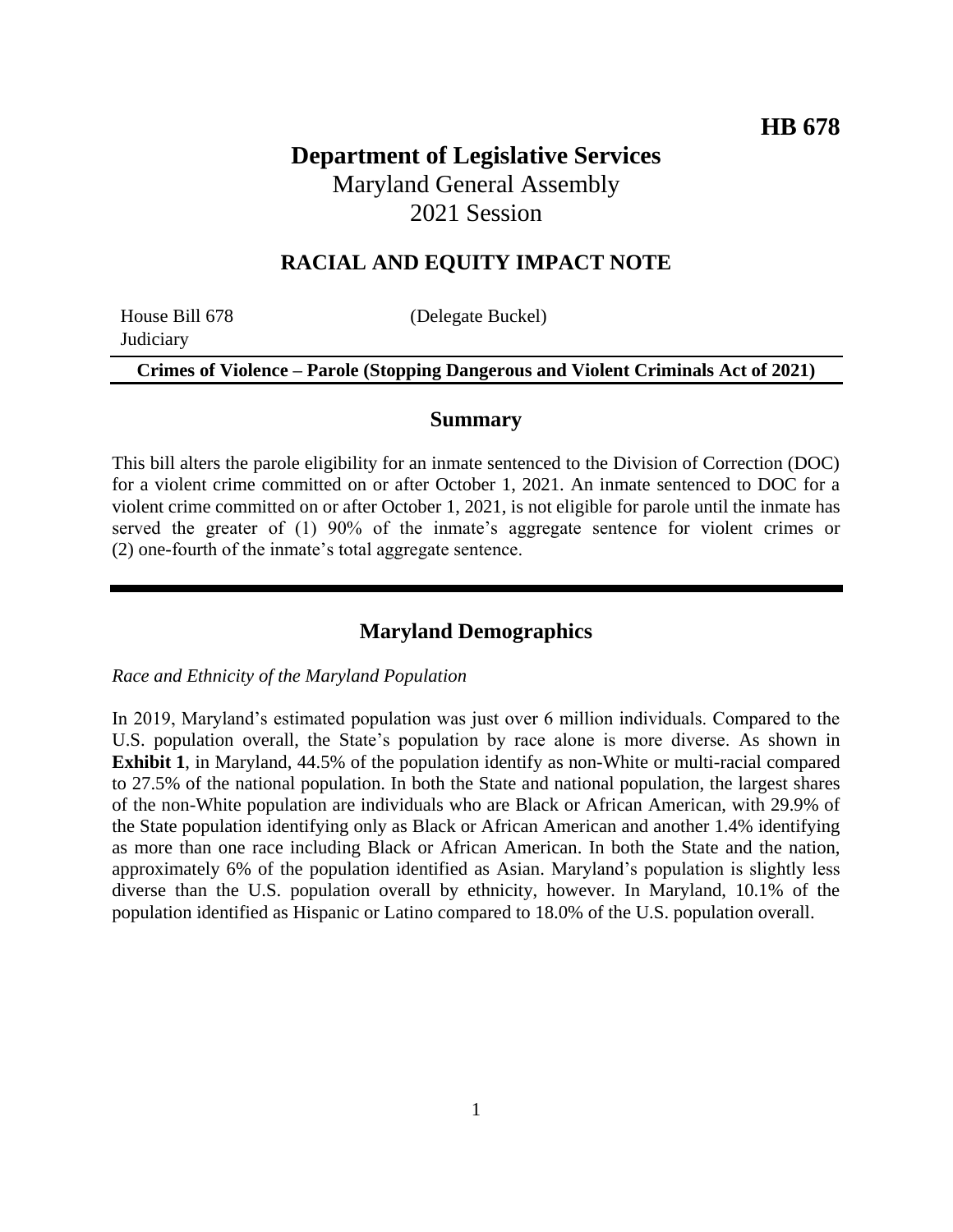**HB 678**

# Department of Legislative Services

Maryland General Assembly
2021 Session

## RACIAL AND EQUITY IMPACT NOTE

House Bill 678 (Delegate Buckel)
Judiciary

**Crimes of Violence – Parole (Stopping Dangerous and Violent Criminals Act of 2021)**

## Summary

This bill alters the parole eligibility for an inmate sentenced to the Division of Correction (DOC) for a violent crime committed on or after October 1, 2021. An inmate sentenced to DOC for a violent crime committed on or after October 1, 2021, is not eligible for parole until the inmate has served the greater of (1) 90% of the inmate's aggregate sentence for violent crimes or (2) one-fourth of the inmate's total aggregate sentence.

## Maryland Demographics

*Race and Ethnicity of the Maryland Population*

In 2019, Maryland's estimated population was just over 6 million individuals. Compared to the U.S. population overall, the State's population by race alone is more diverse. As shown in **Exhibit 1**, in Maryland, 44.5% of the population identify as non-White or multi-racial compared to 27.5% of the national population. In both the State and national population, the largest shares of the non-White population are individuals who are Black or African American, with 29.9% of the State population identifying only as Black or African American and another 1.4% identifying as more than one race including Black or African American. In both the State and the nation, approximately 6% of the population identified as Asian. Maryland's population is slightly less diverse than the U.S. population overall by ethnicity, however. In Maryland, 10.1% of the population identified as Hispanic or Latino compared to 18.0% of the U.S. population overall.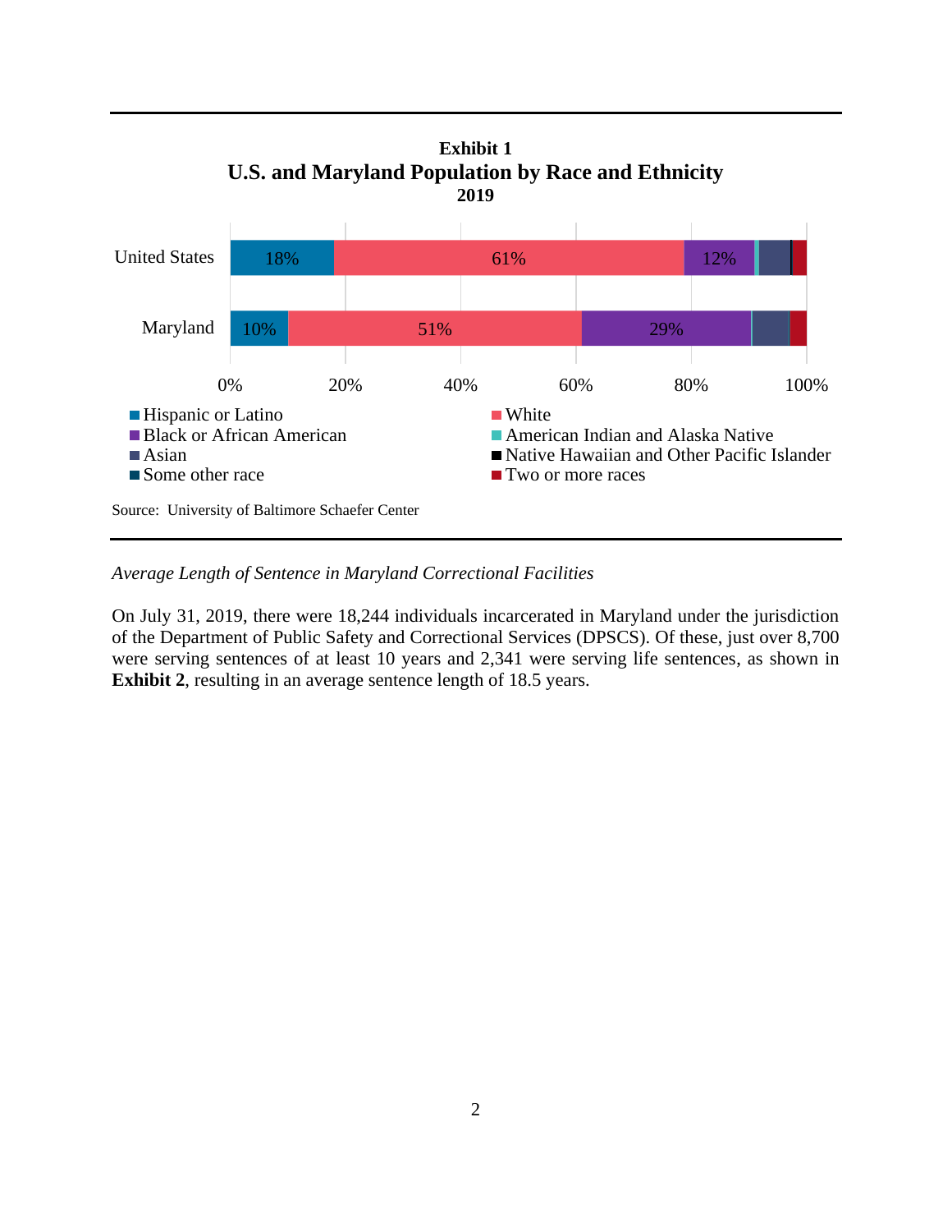**Exhibit 1**
**U.S. and Maryland Population by Race and Ethnicity**
**2019**

| | Hispanic or Latino | White | Black or African American |
|---|---|---|---|
| United States | 18% | 61% | 12% |
| Maryland | 10% | 51% | 29% |

Legend: Hispanic or Latino; White; Black or African American; American Indian and Alaska Native; Asian; Native Hawaiian and Other Pacific Islander; Some other race; Two or more races

Source: University of Baltimore Schaefer Center

*Average Length of Sentence in Maryland Correctional Facilities*

On July 31, 2019, there were 18,244 individuals incarcerated in Maryland under the jurisdiction of the Department of Public Safety and Correctional Services (DPSCS). Of these, just over 8,700 were serving sentences of at least 10 years and 2,341 were serving life sentences, as shown in **Exhibit 2**, resulting in an average sentence length of 18.5 years.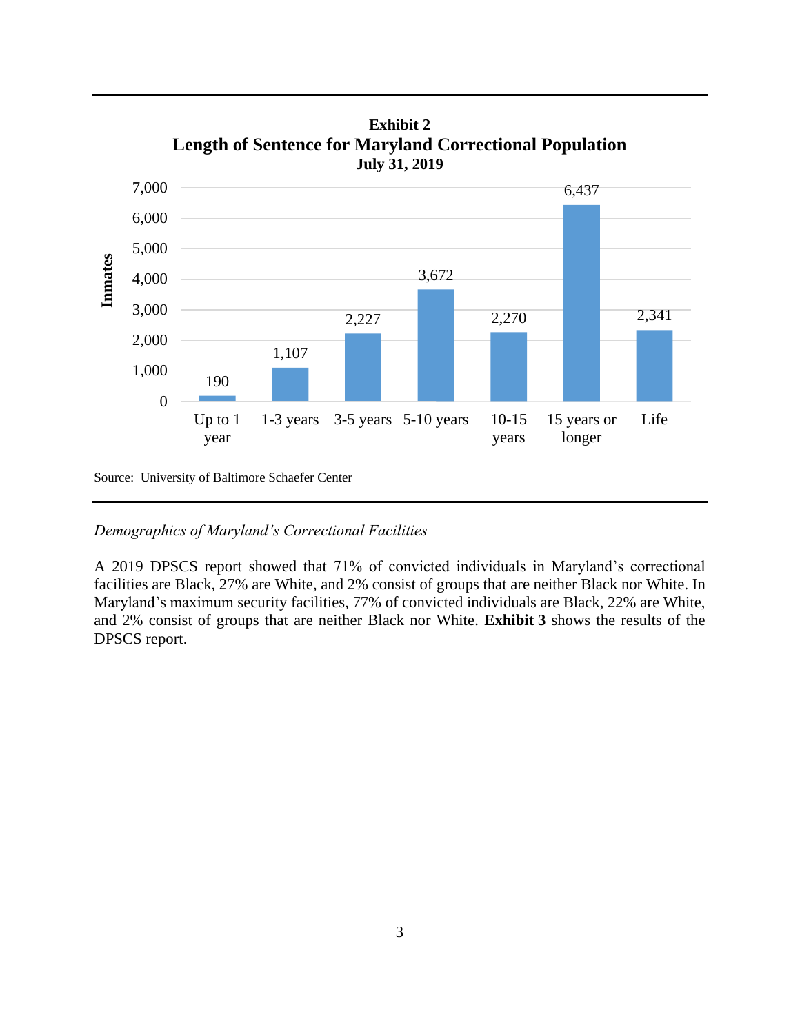**Exhibit 2**
**Length of Sentence for Maryland Correctional Population**
**July 31, 2019**

| Length of Sentence | Inmates |
|---|---|
| Up to 1 year | 190 |
| 1-3 years | 1,107 |
| 3-5 years | 2,227 |
| 5-10 years | 3,672 |
| 10-15 years | 2,270 |
| 15 years or longer | 6,437 |
| Life | 2,341 |

Source: University of Baltimore Schaefer Center

*Demographics of Maryland's Correctional Facilities*

A 2019 DPSCS report showed that 71% of convicted individuals in Maryland's correctional facilities are Black, 27% are White, and 2% consist of groups that are neither Black nor White. In Maryland's maximum security facilities, 77% of convicted individuals are Black, 22% are White, and 2% consist of groups that are neither Black nor White. **Exhibit 3** shows the results of the DPSCS report.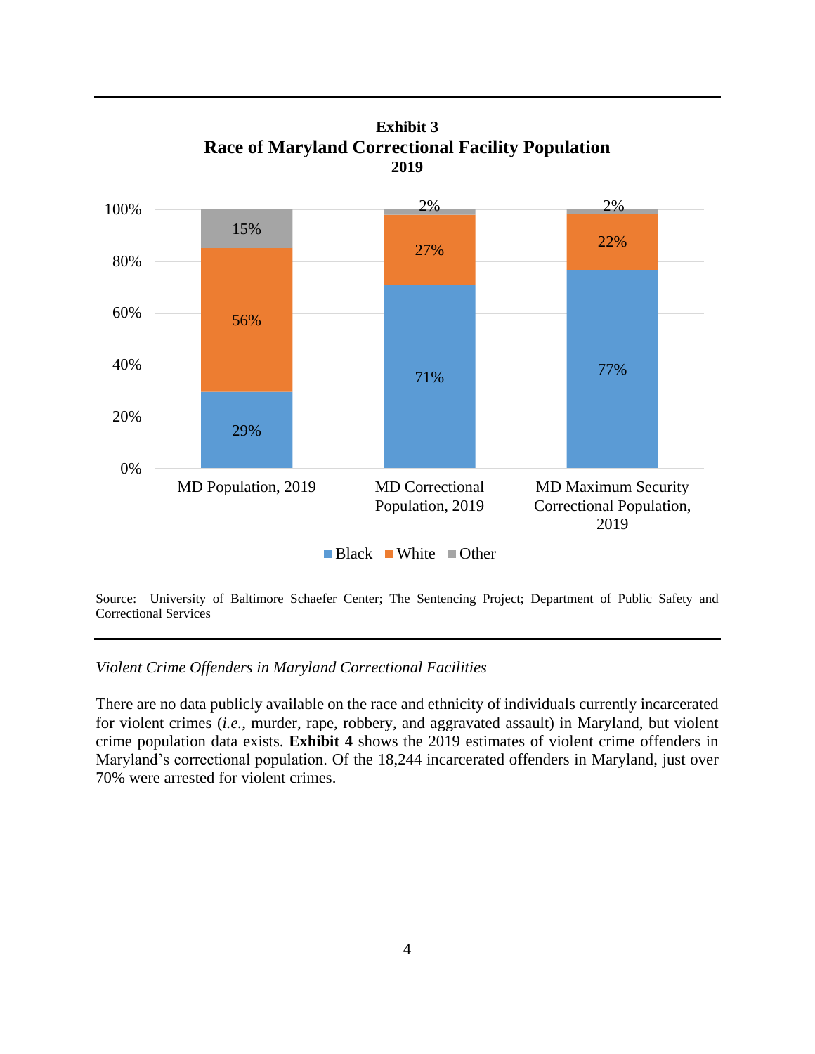**Exhibit 3**
**Race of Maryland Correctional Facility Population**
**2019**

| | MD Population, 2019 | MD Correctional Population, 2019 | MD Maximum Security Correctional Population, 2019 |
|---|---|---|---|
| Black | 29% | 71% | 77% |
| White | 56% | 27% | 22% |
| Other | 15% | 2% | 2% |

Source: University of Baltimore Schaefer Center; The Sentencing Project; Department of Public Safety and Correctional Services

*Violent Crime Offenders in Maryland Correctional Facilities*

There are no data publicly available on the race and ethnicity of individuals currently incarcerated for violent crimes (*i.e.*, murder, rape, robbery, and aggravated assault) in Maryland, but violent crime population data exists. **Exhibit 4** shows the 2019 estimates of violent crime offenders in Maryland's correctional population. Of the 18,244 incarcerated offenders in Maryland, just over 70% were arrested for violent crimes.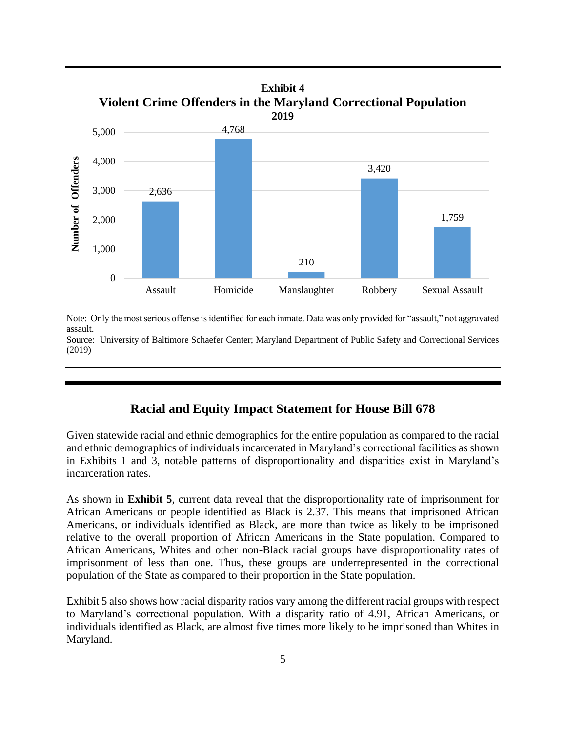**Exhibit 4**
**Violent Crime Offenders in the Maryland Correctional Population**
**2019**

| Offense | Number of Offenders |
| --- | --- |
| Assault | 2,636 |
| Homicide | 4,768 |
| Manslaughter | 210 |
| Robbery | 3,420 |
| Sexual Assault | 1,759 |

Note: Only the most serious offense is identified for each inmate. Data was only provided for "assault," not aggravated assault.

Source: University of Baltimore Schaefer Center; Maryland Department of Public Safety and Correctional Services (2019)

## Racial and Equity Impact Statement for House Bill 678

Given statewide racial and ethnic demographics for the entire population as compared to the racial and ethnic demographics of individuals incarcerated in Maryland's correctional facilities as shown in Exhibits 1 and 3, notable patterns of disproportionality and disparities exist in Maryland's incarceration rates.

As shown in **Exhibit 5**, current data reveal that the disproportionality rate of imprisonment for African Americans or people identified as Black is 2.37. This means that imprisoned African Americans, or individuals identified as Black, are more than twice as likely to be imprisoned relative to the overall proportion of African Americans in the State population. Compared to African Americans, Whites and other non-Black racial groups have disproportionality rates of imprisonment of less than one. Thus, these groups are underrepresented in the correctional population of the State as compared to their proportion in the State population.

Exhibit 5 also shows how racial disparity ratios vary among the different racial groups with respect to Maryland's correctional population. With a disparity ratio of 4.91, African Americans, or individuals identified as Black, are almost five times more likely to be imprisoned than Whites in Maryland.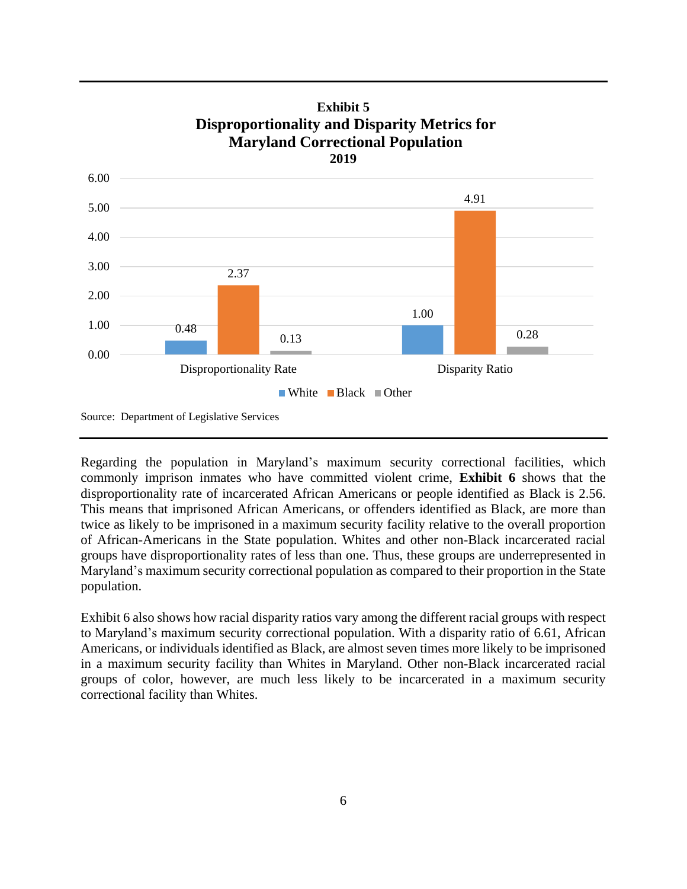**Exhibit 5**
**Disproportionality and Disparity Metrics for Maryland Correctional Population**
**2019**

| | White | Black | Other |
|---|---|---|---|
| Disproportionality Rate | 0.48 | 2.37 | 0.13 |
| Disparity Ratio | 1.00 | 4.91 | 0.28 |

Source: Department of Legislative Services

Regarding the population in Maryland's maximum security correctional facilities, which commonly imprison inmates who have committed violent crime, **Exhibit 6** shows that the disproportionality rate of incarcerated African Americans or people identified as Black is 2.56. This means that imprisoned African Americans, or offenders identified as Black, are more than twice as likely to be imprisoned in a maximum security facility relative to the overall proportion of African-Americans in the State population. Whites and other non-Black incarcerated racial groups have disproportionality rates of less than one. Thus, these groups are underrepresented in Maryland's maximum security correctional population as compared to their proportion in the State population.

Exhibit 6 also shows how racial disparity ratios vary among the different racial groups with respect to Maryland's maximum security correctional population. With a disparity ratio of 6.61, African Americans, or individuals identified as Black, are almost seven times more likely to be imprisoned in a maximum security facility than Whites in Maryland. Other non-Black incarcerated racial groups of color, however, are much less likely to be incarcerated in a maximum security correctional facility than Whites.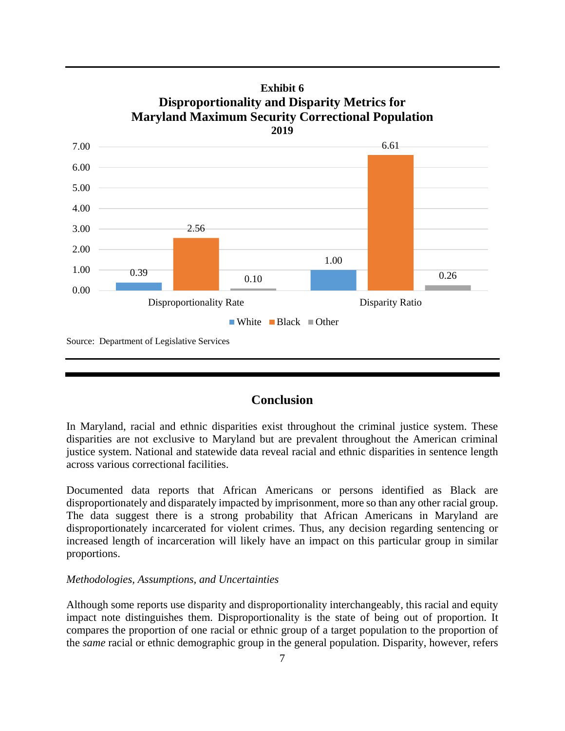**Exhibit 6**
**Disproportionality and Disparity Metrics for Maryland Maximum Security Correctional Population**
**2019**

| | White | Black | Other |
|---|---|---|---|
| Disproportionality Rate | 0.39 | 2.56 | 0.10 |
| Disparity Ratio | 1.00 | 6.61 | 0.26 |

Source: Department of Legislative Services

## Conclusion

In Maryland, racial and ethnic disparities exist throughout the criminal justice system. These disparities are not exclusive to Maryland but are prevalent throughout the American criminal justice system. National and statewide data reveal racial and ethnic disparities in sentence length across various correctional facilities.

Documented data reports that African Americans or persons identified as Black are disproportionately and disparately impacted by imprisonment, more so than any other racial group. The data suggest there is a strong probability that African Americans in Maryland are disproportionately incarcerated for violent crimes. Thus, any decision regarding sentencing or increased length of incarceration will likely have an impact on this particular group in similar proportions.

*Methodologies, Assumptions, and Uncertainties*

Although some reports use disparity and disproportionality interchangeably, this racial and equity impact note distinguishes them. Disproportionality is the state of being out of proportion. It compares the proportion of one racial or ethnic group of a target population to the proportion of the *same* racial or ethnic demographic group in the general population. Disparity, however, refers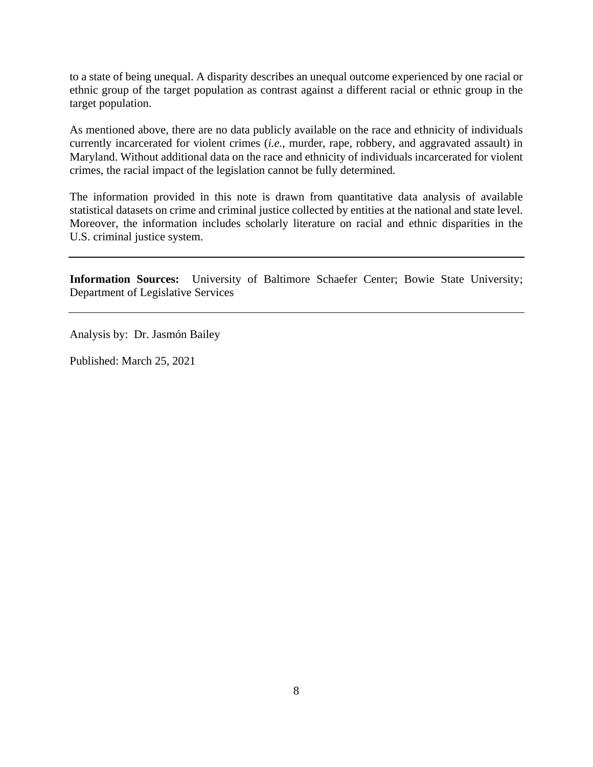to a state of being unequal. A disparity describes an unequal outcome experienced by one racial or ethnic group of the target population as contrast against a different racial or ethnic group in the target population.

As mentioned above, there are no data publicly available on the race and ethnicity of individuals currently incarcerated for violent crimes (*i.e.*, murder, rape, robbery, and aggravated assault) in Maryland. Without additional data on the race and ethnicity of individuals incarcerated for violent crimes, the racial impact of the legislation cannot be fully determined.

The information provided in this note is drawn from quantitative data analysis of available statistical datasets on crime and criminal justice collected by entities at the national and state level. Moreover, the information includes scholarly literature on racial and ethnic disparities in the U.S. criminal justice system.

---

**Information Sources:** University of Baltimore Schaefer Center; Bowie State University; Department of Legislative Services

---

Analysis by: Dr. Jasmón Bailey

Published: March 25, 2021